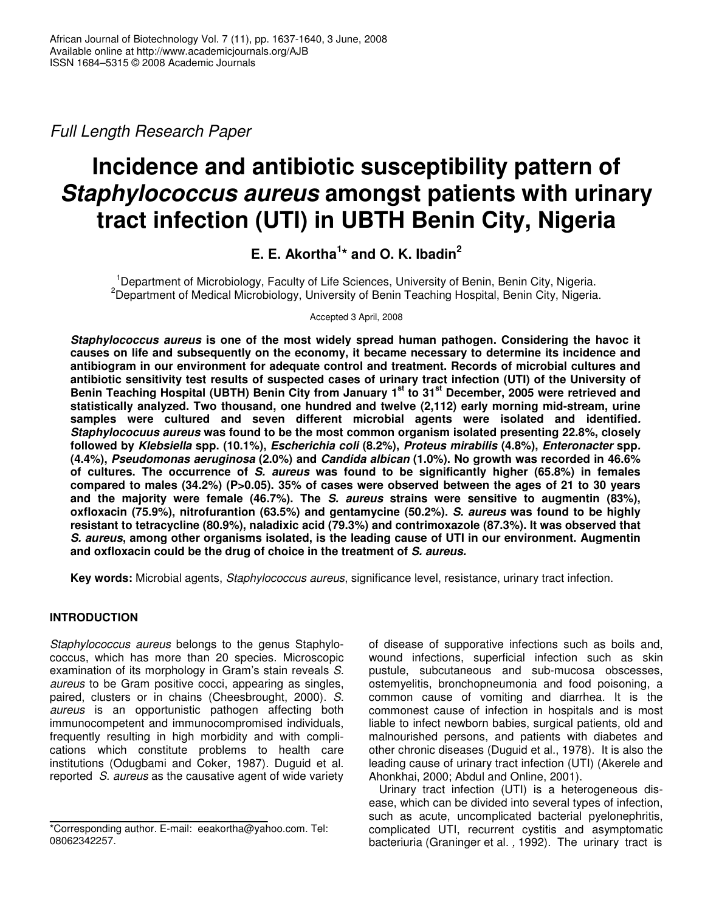African Journal of Biotechnology Vol. 7 (11), pp. 1637-1640, 3 June, 2008
Available online at http://www.academicjournals.org/AJB
ISSN 1684–5315 © 2008 Academic Journals

*Full Length Research Paper*

# Incidence and antibiotic susceptibility pattern of *Staphylococcus aureus* amongst patients with urinary tract infection (UTI) in UBTH Benin City, Nigeria

**E. E. Akortha[1]* and O. K. Ibadin[2]**

[1]Department of Microbiology, Faculty of Life Sciences, University of Benin, Benin City, Nigeria.
[2]Department of Medical Microbiology, University of Benin Teaching Hospital, Benin City, Nigeria.

Accepted 3 April, 2008

***Staphylococcus aureus* is one of the most widely spread human pathogen. Considering the havoc it causes on life and subsequently on the economy, it became necessary to determine its incidence and antibiogram in our environment for adequate control and treatment. Records of microbial cultures and antibiotic sensitivity test results of suspected cases of urinary tract infection (UTI) of the University of Benin Teaching Hospital (UBTH) Benin City from January 1st to 31st December, 2005 were retrieved and statistically analyzed. Two thousand, one hundred and twelve (2,112) early morning mid-stream, urine samples were cultured and seven different microbial agents were isolated and identified. *Staphylococuus aureus* was found to be the most common organism isolated presenting 22.8%, closely followed by *Klebsiella* spp. (10.1%), *Escherichia coli* (8.2%), *Proteus mirabilis* (4.8%), *Enteronacter* spp. (4.4%), *Pseudomonas aeruginosa* (2.0%) and *Candida albican* (1.0%). No growth was recorded in 46.6% of cultures. The occurrence of *S. aureus* was found to be significantly higher (65.8%) in females compared to males (34.2%) (P>0.05). 35% of cases were observed between the ages of 21 to 30 years and the majority were female (46.7%). The *S. aureus* strains were sensitive to augmentin (83%), oxfloxacin (75.9%), nitrofurantion (63.5%) and gentamycine (50.2%). *S. aureus* was found to be highly resistant to tetracycline (80.9%), naladixic acid (79.3%) and contrimoxazole (87.3%). It was observed that *S. aureus*, among other organisms isolated, is the leading cause of UTI in our environment. Augmentin and oxfloxacin could be the drug of choice in the treatment of *S. aureus.***

**Key words:** Microbial agents, *Staphylococcus aureus*, significance level, resistance, urinary tract infection.

## INTRODUCTION

*Staphylococcus aureus* belongs to the genus Staphylococcus, which has more than 20 species. Microscopic examination of its morphology in Gram's stain reveals *S. aureus* to be Gram positive cocci, appearing as singles, paired, clusters or in chains (Cheesbrought, 2000). *S. aureus* is an opportunistic pathogen affecting both immunocompetent and immunocompromised individuals, frequently resulting in high morbidity and with complications which constitute problems to health care institutions (Odugbami and Coker, 1987). Duguid et al. reported *S. aureus* as the causative agent of wide variety of disease of supporative infections such as boils and, wound infections, superficial infection such as skin pustule, subcutaneous and sub-mucosa obscesses, ostemyelitis, bronchopneumonia and food poisoning, a common cause of vomiting and diarrhea. It is the commonest cause of infection in hospitals and is most liable to infect newborn babies, surgical patients, old and malnourished persons, and patients with diabetes and other chronic diseases (Duguid et al., 1978). It is also the leading cause of urinary tract infection (UTI) (Akerele and Ahonkhai, 2000; Abdul and Online, 2001).

Urinary tract infection (UTI) is a heterogeneous disease, which can be divided into several types of infection, such as acute, uncomplicated bacterial pyelonephritis, complicated UTI, recurrent cystitis and asymptomatic bacteriuria (Graninger et al*.* , 1992). The urinary tract is

*Corresponding author. E-mail: eeakortha@yahoo.com. Tel: 08062342257.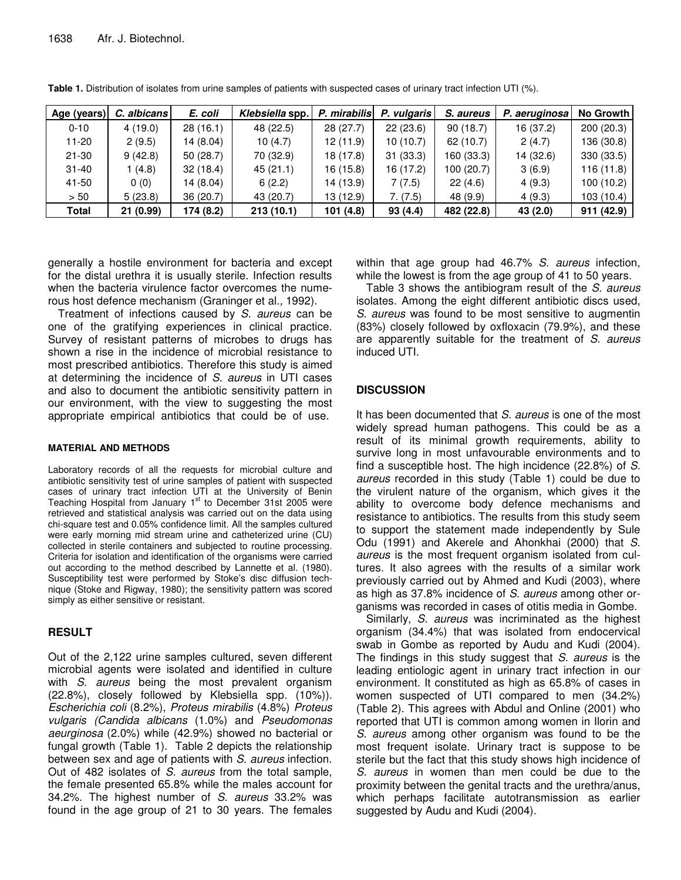**Table 1.** Distribution of isolates from urine samples of patients with suspected cases of urinary tract infection UTI (%).

| Age (years) | *C. albicans* | *E. coli* | *Klebsiella* spp. | *P. mirabilis* | *P. vulgaris* | *S. aureus* | *P. aeruginosa* | No Growth |
|---|---|---|---|---|---|---|---|---|
| 0-10 | 4 (19.0) | 28 (16.1) | 48 (22.5) | 28 (27.7) | 22 (23.6) | 90 (18.7) | 16 (37.2) | 200 (20.3) |
| 11-20 | 2 (9.5) | 14 (8.04) | 10 (4.7) | 12 (11.9) | 10 (10.7) | 62 (10.7) | 2 (4.7) | 136 (30.8) |
| 21-30 | 9 (42.8) | 50 (28.7) | 70 (32.9) | 18 (17.8) | 31 (33.3) | 160 (33.3) | 14 (32.6) | 330 (33.5) |
| 31-40 | 1 (4.8) | 32 (18.4) | 45 (21.1) | 16 (15.8) | 16 (17.2) | 100 (20.7) | 3 (6.9) | 116 (11.8) |
| 41-50 | 0 (0) | 14 (8.04) | 6 (2.2) | 14 (13.9) | 7 (7.5) | 22 (4.6) | 4 (9.3) | 100 (10.2) |
| > 50 | 5 (23.8) | 36 (20.7) | 43 (20.7) | 13 (12.9) | 7. (7.5) | 48 (9.9) | 4 (9.3) | 103 (10.4) |
| **Total** | **21 (0.99)** | **174 (8.2)** | **213 (10.1)** | **101 (4.8)** | **93 (4.4)** | **482 (22.8)** | **43 (2.0)** | **911 (42.9)** |

generally a hostile environment for bacteria and except for the distal urethra it is usually sterile. Infection results when the bacteria virulence factor overcomes the numerous host defence mechanism (Graninger et al., 1992).

Treatment of infections caused by *S. aureus* can be one of the gratifying experiences in clinical practice. Survey of resistant patterns of microbes to drugs has shown a rise in the incidence of microbial resistance to most prescribed antibiotics. Therefore this study is aimed at determining the incidence of *S. aureus* in UTI cases and also to document the antibiotic sensitivity pattern in our environment, with the view to suggesting the most appropriate empirical antibiotics that could be of use.

#### MATERIAL AND METHODS

Laboratory records of all the requests for microbial culture and antibiotic sensitivity test of urine samples of patient with suspected cases of urinary tract infection UTI at the University of Benin Teaching Hospital from January 1st to December 31st 2005 were retrieved and statistical analysis was carried out on the data using chi-square test and 0.05% confidence limit. All the samples cultured were early morning mid stream urine and catheterized urine (CU) collected in sterile containers and subjected to routine processing. Criteria for isolation and identification of the organisms were carried out according to the method described by Lannette et al. (1980). Susceptibility test were performed by Stoke's disc diffusion technique (Stoke and Rigway, 1980); the sensitivity pattern was scored simply as either sensitive or resistant.

## RESULT

Out of the 2,122 urine samples cultured, seven different microbial agents were isolated and identified in culture with *S. aureus* being the most prevalent organism (22.8%), closely followed by Klebsiella spp. (10%)). *Escherichia coli* (8.2%), *Proteus mirabilis* (4.8%) *Proteus vulgaris (Candida albicans* (1.0%) and *Pseudomonas aeurginosa* (2.0%) while (42.9%) showed no bacterial or fungal growth (Table 1). Table 2 depicts the relationship between sex and age of patients with *S. aureus* infection. Out of 482 isolates of *S. aureus* from the total sample, the female presented 65.8% while the males account for 34.2%. The highest number of *S. aureus* 33.2% was found in the age group of 21 to 30 years. The females within that age group had 46.7% *S. aureus* infection, while the lowest is from the age group of 41 to 50 years.

Table 3 shows the antibiogram result of the *S. aureus* isolates. Among the eight different antibiotic discs used, *S. aureus* was found to be most sensitive to augmentin (83%) closely followed by oxfloxacin (79.9%), and these are apparently suitable for the treatment of *S. aureus* induced UTI.

## DISCUSSION

It has been documented that *S. aureus* is one of the most widely spread human pathogens. This could be as a result of its minimal growth requirements, ability to survive long in most unfavourable environments and to find a susceptible host. The high incidence (22.8%) of *S. aureus* recorded in this study (Table 1) could be due to the virulent nature of the organism, which gives it the ability to overcome body defence mechanisms and resistance to antibiotics. The results from this study seem to support the statement made independently by Sule Odu (1991) and Akerele and Ahonkhai (2000) that *S. aureus* is the most frequent organism isolated from cultures. It also agrees with the results of a similar work previously carried out by Ahmed and Kudi (2003), where as high as 37.8% incidence of *S. aureus* among other organisms was recorded in cases of otitis media in Gombe.

Similarly, *S. aureus* was incriminated as the highest organism (34.4%) that was isolated from endocervical swab in Gombe as reported by Audu and Kudi (2004). The findings in this study suggest that *S. aureus* is the leading entiologic agent in urinary tract infection in our environment. It constituted as high as 65.8% of cases in women suspected of UTI compared to men (34.2%) (Table 2). This agrees with Abdul and Online (2001) who reported that UTI is common among women in Ilorin and *S. aureus* among other organism was found to be the most frequent isolate. Urinary tract is suppose to be sterile but the fact that this study shows high incidence of *S. aureus* in women than men could be due to the proximity between the genital tracts and the urethra/anus, which perhaps facilitate autotransmission as earlier suggested by Audu and Kudi (2004).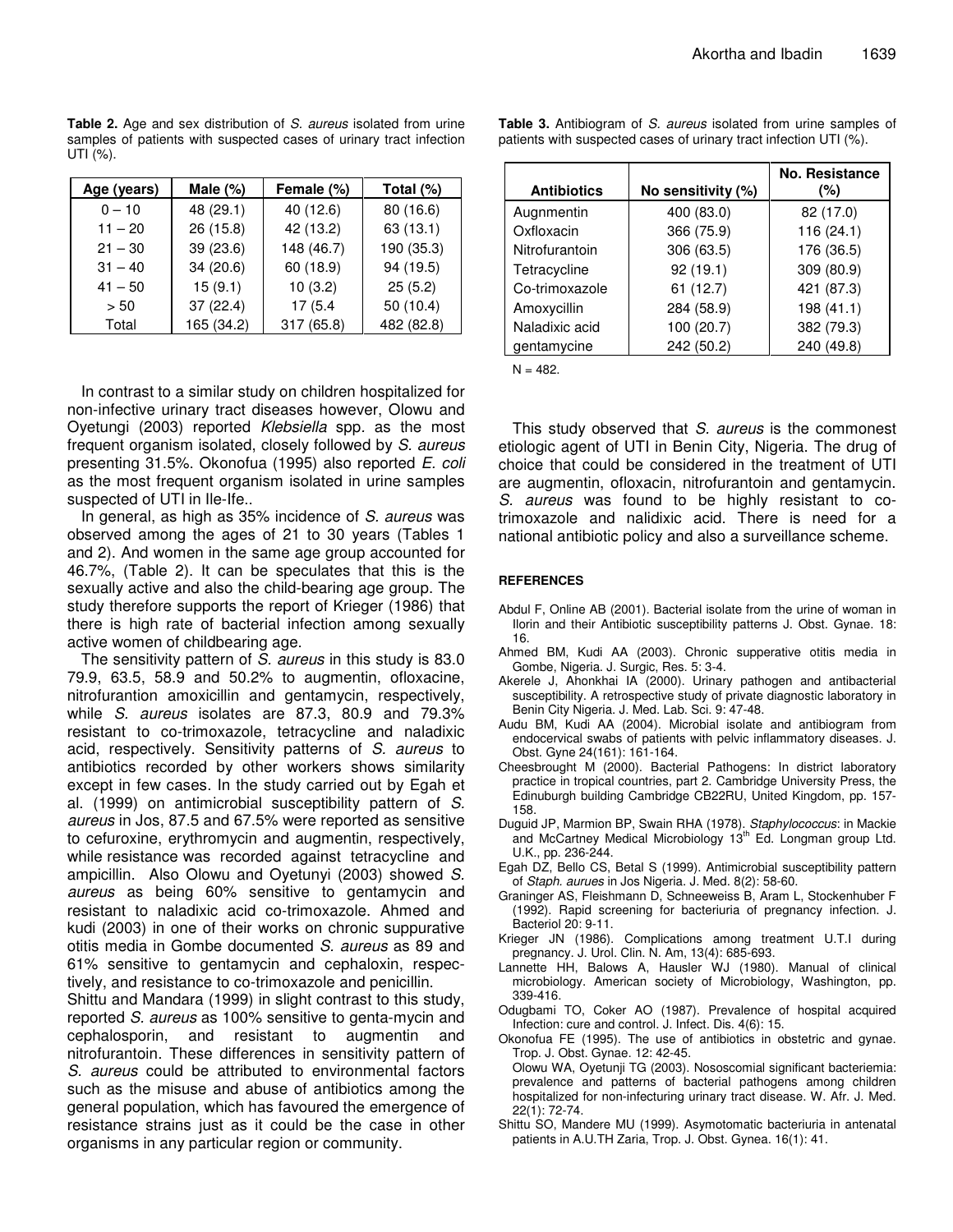**Table 2.** Age and sex distribution of *S. aureus* isolated from urine samples of patients with suspected cases of urinary tract infection UTI (%).

| Age (years) | Male (%) | Female (%) | Total (%) |
|---|---|---|---|
| 0 – 10 | 48 (29.1) | 40 (12.6) | 80 (16.6) |
| 11 – 20 | 26 (15.8) | 42 (13.2) | 63 (13.1) |
| 21 – 30 | 39 (23.6) | 148 (46.7) | 190 (35.3) |
| 31 – 40 | 34 (20.6) | 60 (18.9) | 94 (19.5) |
| 41 – 50 | 15 (9.1) | 10 (3.2) | 25 (5.2) |
| > 50 | 37 (22.4) | 17 (5.4 | 50 (10.4) |
| Total | 165 (34.2) | 317 (65.8) | 482 (82.8) |

In contrast to a similar study on children hospitalized for non-infective urinary tract diseases however, Olowu and Oyetungi (2003) reported *Klebsiella* spp. as the most frequent organism isolated, closely followed by *S. aureus* presenting 31.5%. Okonofua (1995) also reported *E. coli* as the most frequent organism isolated in urine samples suspected of UTI in Ile-Ife..

In general, as high as 35% incidence of *S. aureus* was observed among the ages of 21 to 30 years (Tables 1 and 2). And women in the same age group accounted for 46.7%, (Table 2). It can be speculates that this is the sexually active and also the child-bearing age group. The study therefore supports the report of Krieger (1986) that there is high rate of bacterial infection among sexually active women of childbearing age.

The sensitivity pattern of *S. aureus* in this study is 83.0 79.9, 63.5, 58.9 and 50.2% to augmentin, ofloxacine, nitrofurantion amoxicillin and gentamycin, respectively, while *S. aureus* isolates are 87.3, 80.9 and 79.3% resistant to co-trimoxazole, tetracycline and naladixic acid, respectively. Sensitivity patterns of *S. aureus* to antibiotics recorded by other workers shows similarity except in few cases. In the study carried out by Egah et al. (1999) on antimicrobial susceptibility pattern of *S. aureus* in Jos, 87.5 and 67.5% were reported as sensitive to cefuroxine, erythromycin and augmentin, respectively, while resistance was recorded against tetracycline and ampicillin. Also Olowu and Oyetunyi (2003) showed *S. aureus* as being 60% sensitive to gentamycin and resistant to naladixic acid co-trimoxazole. Ahmed and kudi (2003) in one of their works on chronic suppurative otitis media in Gombe documented *S. aureus* as 89 and 61% sensitive to gentamycin and cephaloxin, respectively, and resistance to co-trimoxazole and penicillin.

Shittu and Mandara (1999) in slight contrast to this study, reported *S. aureus* as 100% sensitive to genta-mycin and cephalosporin, and resistant to augmentin and nitrofurantoin. These differences in sensitivity pattern of *S. aureus* could be attributed to environmental factors such as the misuse and abuse of antibiotics among the general population, which has favoured the emergence of resistance strains just as it could be the case in other organisms in any particular region or community.

**Table 3.** Antibiogram of *S. aureus* isolated from urine samples of patients with suspected cases of urinary tract infection UTI (%).

| Antibiotics | No sensitivity (%) | No. Resistance (%) |
|---|---|---|
| Augnmentin | 400 (83.0) | 82 (17.0) |
| Oxfloxacin | 366 (75.9) | 116 (24.1) |
| Nitrofurantoin | 306 (63.5) | 176 (36.5) |
| Tetracycline | 92 (19.1) | 309 (80.9) |
| Co-trimoxazole | 61 (12.7) | 421 (87.3) |
| Amoxycillin | 284 (58.9) | 198 (41.1) |
| Naladixic acid | 100 (20.7) | 382 (79.3) |
| gentamycine | 242 (50.2) | 240 (49.8) |

N = 482.

This study observed that *S. aureus* is the commonest etiologic agent of UTI in Benin City, Nigeria. The drug of choice that could be considered in the treatment of UTI are augmentin, ofloxacin, nitrofurantoin and gentamycin. *S. aureus* was found to be highly resistant to co-trimoxazole and nalidixic acid. There is need for a national antibiotic policy and also a surveillance scheme.

## REFERENCES

Abdul F, Online AB (2001). Bacterial isolate from the urine of woman in Ilorin and their Antibiotic susceptibility patterns J. Obst. Gynae. 18: 16.

Ahmed BM, Kudi AA (2003). Chronic supperative otitis media in Gombe, Nigeria. J. Surgic, Res. 5: 3-4.

Akerele J, Ahonkhai IA (2000). Urinary pathogen and antibacterial susceptibility. A retrospective study of private diagnostic laboratory in Benin City Nigeria. J. Med. Lab. Sci. 9: 47-48.

Audu BM, Kudi AA (2004). Microbial isolate and antibiogram from endocervical swabs of patients with pelvic inflammatory diseases. J. Obst. Gyne 24(161): 161-164.

Cheesbrought M (2000). Bacterial Pathogens: In district laboratory practice in tropical countries, part 2. Cambridge University Press, the Edinuburgh building Cambridge CB22RU, United Kingdom, pp. 157-158.

Duguid JP, Marmion BP, Swain RHA (1978). *Staphylococcus*: in Mackie and McCartney Medical Microbiology 13[th] Ed. Longman group Ltd. U.K., pp. 236-244.

Egah DZ, Bello CS, Betal S (1999). Antimicrobial susceptibility pattern of *Staph. aurues* in Jos Nigeria. J. Med. 8(2): 58-60.

Graninger AS, Fleishmann D, Schneeweiss B, Aram L, Stockenhuber F (1992). Rapid screening for bacteriuria of pregnancy infection. J. Bacteriol 20: 9-11.

Krieger JN (1986). Complications among treatment U.T.I during pregnancy. J. Urol. Clin. N. Am, 13(4): 685-693.

Lannette HH, Balows A, Hausler WJ (1980). Manual of clinical microbiology. American society of Microbiology, Washington, pp. 339-416.

Odugbami TO, Coker AO (1987). Prevalence of hospital acquired Infection: cure and control. J. Infect. Dis. 4(6): 15.

Okonofua FE (1995). The use of antibiotics in obstetric and gynae. Trop. J. Obst. Gynae. 12: 42-45.

Olowu WA, Oyetunji TG (2003). Nososcomial significant bacteriemia: prevalence and patterns of bacterial pathogens among children hospitalized for non-infecturing urinary tract disease. W. Afr. J. Med. 22(1): 72-74.

Shittu SO, Mandere MU (1999). Asymotomatic bacteriuria in antenatal patients in A.U.TH Zaria, Trop. J. Obst. Gynea. 16(1): 41.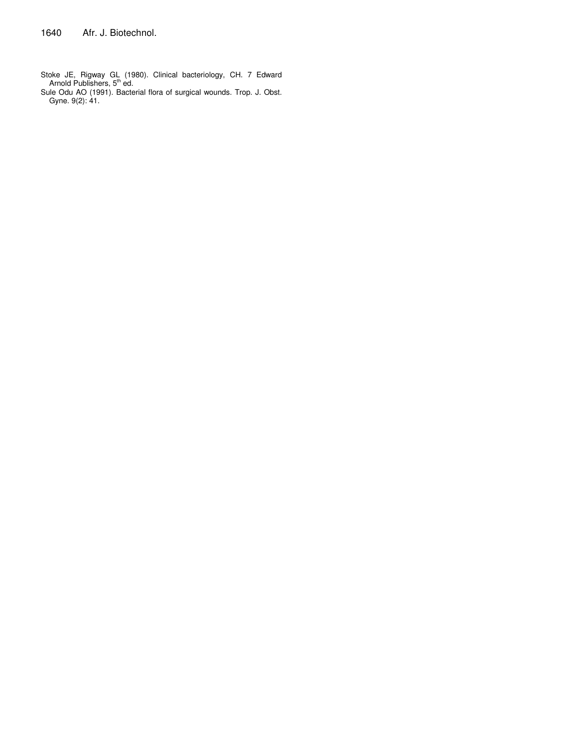Stoke JE, Rigway GL (1980). Clinical bacteriology, CH. 7 Edward Arnold Publishers, 5th ed.

Sule Odu AO (1991). Bacterial flora of surgical wounds. Trop. J. Obst. Gyne. 9(2): 41.